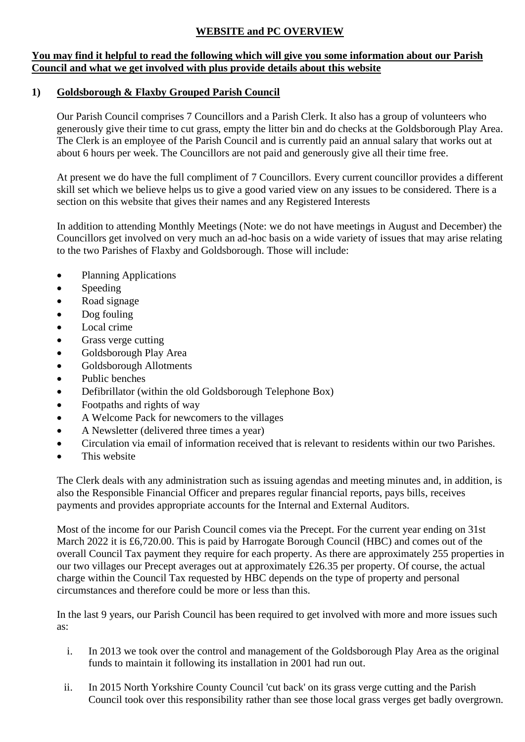# **WEBSITE and PC OVERVIEW**

**You may find it helpful to read the following which will give you some information about our Parish Council and what we get involved with plus provide details about this website**

## 1) **Goldsborough & Flaxby Grouped Parish Council**

Our Parish Council comprises 7 Councillors and a Parish Clerk. It also has a group of volunteers who generously give their time to cut grass, empty the litter bin and do checks at the Goldsborough Play Area. The Clerk is an employee of the Parish Council and is currently paid an annual salary that works out at about 6 hours per week. The Councillors are not paid and generously give all their time free.

At present we do have the full compliment of 7 Councillors. Every current councillor provides a different skill set which we believe helps us to give a good varied view on any issues to be considered. There is a section on this website that gives their names and any Registered Interests

In addition to attending Monthly Meetings (Note: we do not have meetings in August and December) the Councillors get involved on very much an ad-hoc basis on a wide variety of issues that may arise relating to the two Parishes of Flaxby and Goldsborough. Those will include:

- Planning Applications
- Speeding
- Road signage
- Dog fouling
- Local crime
- Grass verge cutting
- Goldsborough Play Area
- Goldsborough Allotments
- Public benches
- Defibrillator (within the old Goldsborough Telephone Box)
- Footpaths and rights of way
- A Welcome Pack for newcomers to the villages
- A Newsletter (delivered three times a year)
- Circulation via email of information received that is relevant to residents within our two Parishes.
- This website

The Clerk deals with any administration such as issuing agendas and meeting minutes and, in addition, is also the Responsible Financial Officer and prepares regular financial reports, pays bills, receives payments and provides appropriate accounts for the Internal and External Auditors.

Most of the income for our Parish Council comes via the Precept. For the current year ending on 31st March 2022 it is £6,720.00. This is paid by Harrogate Borough Council (HBC) and comes out of the overall Council Tax payment they require for each property. As there are approximately 255 properties in our two villages our Precept averages out at approximately £26.35 per property. Of course, the actual charge within the Council Tax requested by HBC depends on the type of property and personal circumstances and therefore could be more or less than this.

In the last 9 years, our Parish Council has been required to get involved with more and more issues such as:

i. In 2013 we took over the control and management of the Goldsborough Play Area as the original funds to maintain it following its installation in 2001 had run out.

ii. In 2015 North Yorkshire County Council 'cut back' on its grass verge cutting and the Parish Council took over this responsibility rather than see those local grass verges get badly overgrown.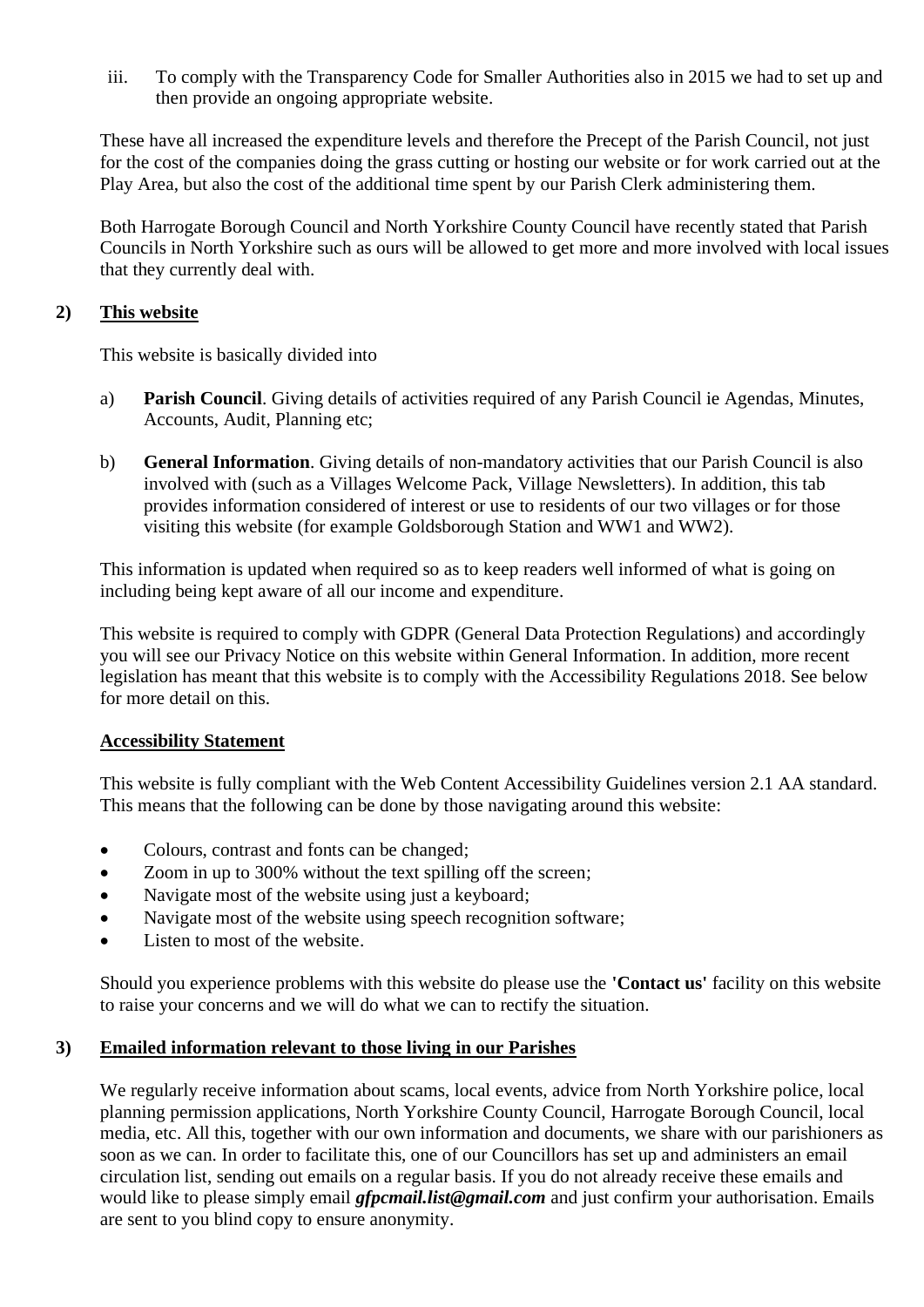iii. To comply with the Transparency Code for Smaller Authorities also in 2015 we had to set up and then provide an ongoing appropriate website.

These have all increased the expenditure levels and therefore the Precept of the Parish Council, not just for the cost of the companies doing the grass cutting or hosting our website or for work carried out at the Play Area, but also the cost of the additional time spent by our Parish Clerk administering them.

Both Harrogate Borough Council and North Yorkshire County Council have recently stated that Parish Councils in North Yorkshire such as ours will be allowed to get more and more involved with local issues that they currently deal with.

## 2) This website

This website is basically divided into

a) **Parish Council**. Giving details of activities required of any Parish Council ie Agendas, Minutes, Accounts, Audit, Planning etc;

b) **General Information**. Giving details of non-mandatory activities that our Parish Council is also involved with (such as a Villages Welcome Pack, Village Newsletters). In addition, this tab provides information considered of interest or use to residents of our two villages or for those visiting this website (for example Goldsborough Station and WW1 and WW2).

This information is updated when required so as to keep readers well informed of what is going on including being kept aware of all our income and expenditure.

This website is required to comply with GDPR (General Data Protection Regulations) and accordingly you will see our Privacy Notice on this website within General Information. In addition, more recent legislation has meant that this website is to comply with the Accessibility Regulations 2018. See below for more detail on this.

### Accessibility Statement

This website is fully compliant with the Web Content Accessibility Guidelines version 2.1 AA standard. This means that the following can be done by those navigating around this website:

- Colours, contrast and fonts can be changed;
- Zoom in up to 300% without the text spilling off the screen;
- Navigate most of the website using just a keyboard;
- Navigate most of the website using speech recognition software;
- Listen to most of the website.

Should you experience problems with this website do please use the **'Contact us'** facility on this website to raise your concerns and we will do what we can to rectify the situation.

## 3) Emailed information relevant to those living in our Parishes

We regularly receive information about scams, local events, advice from North Yorkshire police, local planning permission applications, North Yorkshire County Council, Harrogate Borough Council, local media, etc. All this, together with our own information and documents, we share with our parishioners as soon as we can. In order to facilitate this, one of our Councillors has set up and administers an email circulation list, sending out emails on a regular basis. If you do not already receive these emails and would like to please simply email ***gfpcmail.list@gmail.com*** and just confirm your authorisation. Emails are sent to you blind copy to ensure anonymity.